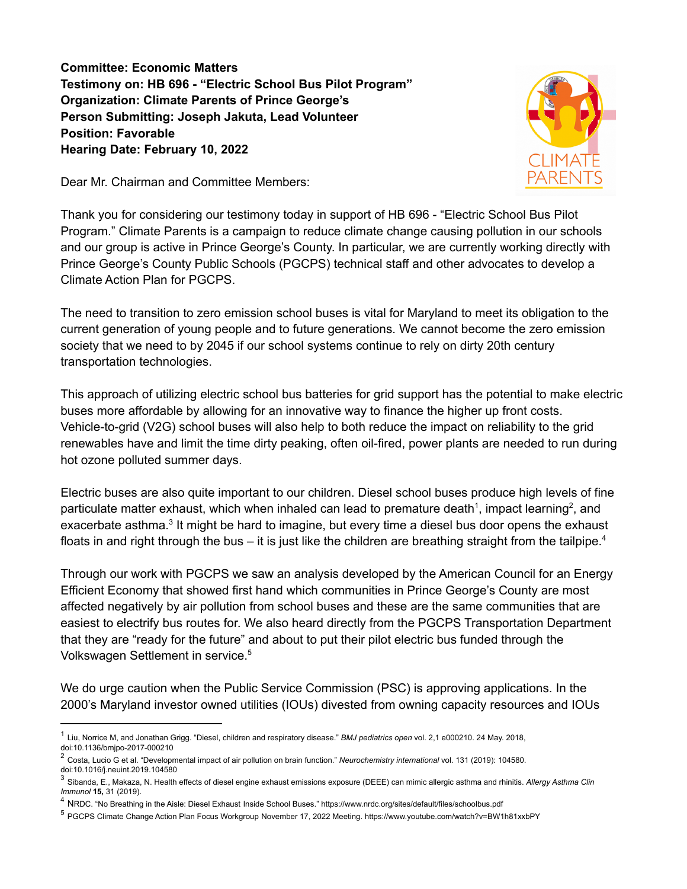**Committee: Economic Matters**
**Testimony on: HB 696 - "Electric School Bus Pilot Program"**
**Organization: Climate Parents of Prince George's**
**Person Submitting: Joseph Jakuta, Lead Volunteer**
**Position: Favorable**
**Hearing Date: February 10, 2022**

Dear Mr. Chairman and Committee Members:

Thank you for considering our testimony today in support of HB 696 - "Electric School Bus Pilot Program." Climate Parents is a campaign to reduce climate change causing pollution in our schools and our group is active in Prince George's County. In particular, we are currently working directly with Prince George's County Public Schools (PGCPS) technical staff and other advocates to develop a Climate Action Plan for PGCPS.

The need to transition to zero emission school buses is vital for Maryland to meet its obligation to the current generation of young people and to future generations. We cannot become the zero emission society that we need to by 2045 if our school systems continue to rely on dirty 20th century transportation technologies.

This approach of utilizing electric school bus batteries for grid support has the potential to make electric buses more affordable by allowing for an innovative way to finance the higher up front costs. Vehicle-to-grid (V2G) school buses will also help to both reduce the impact on reliability to the grid renewables have and limit the time dirty peaking, often oil-fired, power plants are needed to run during hot ozone polluted summer days.

Electric buses are also quite important to our children. Diesel school buses produce high levels of fine particulate matter exhaust, which when inhaled can lead to premature death[1], impact learning[2], and exacerbate asthma.[3] It might be hard to imagine, but every time a diesel bus door opens the exhaust floats in and right through the bus – it is just like the children are breathing straight from the tailpipe.[4]

Through our work with PGCPS we saw an analysis developed by the American Council for an Energy Efficient Economy that showed first hand which communities in Prince George's County are most affected negatively by air pollution from school buses and these are the same communities that are easiest to electrify bus routes for. We also heard directly from the PGCPS Transportation Department that they are "ready for the future" and about to put their pilot electric bus funded through the Volkswagen Settlement in service.[5]

We do urge caution when the Public Service Commission (PSC) is approving applications. In the 2000's Maryland investor owned utilities (IOUs) divested from owning capacity resources and IOUs

---

[1] Liu, Norrice M, and Jonathan Grigg. "Diesel, children and respiratory disease." *BMJ pediatrics open* vol. 2,1 e000210. 24 May. 2018, doi:10.1136/bmjpo-2017-000210

[2] Costa, Lucio G et al. "Developmental impact of air pollution on brain function." *Neurochemistry international* vol. 131 (2019): 104580. doi:10.1016/j.neuint.2019.104580

[3] Sibanda, E., Makaza, N. Health effects of diesel engine exhaust emissions exposure (DEEE) can mimic allergic asthma and rhinitis. *Allergy Asthma Clin Immunol* **15,** 31 (2019).

[4] NRDC. "No Breathing in the Aisle: Diesel Exhaust Inside School Buses." https://www.nrdc.org/sites/default/files/schoolbus.pdf

[5] PGCPS Climate Change Action Plan Focus Workgroup November 17, 2022 Meeting. https://www.youtube.com/watch?v=BW1h81xxbPY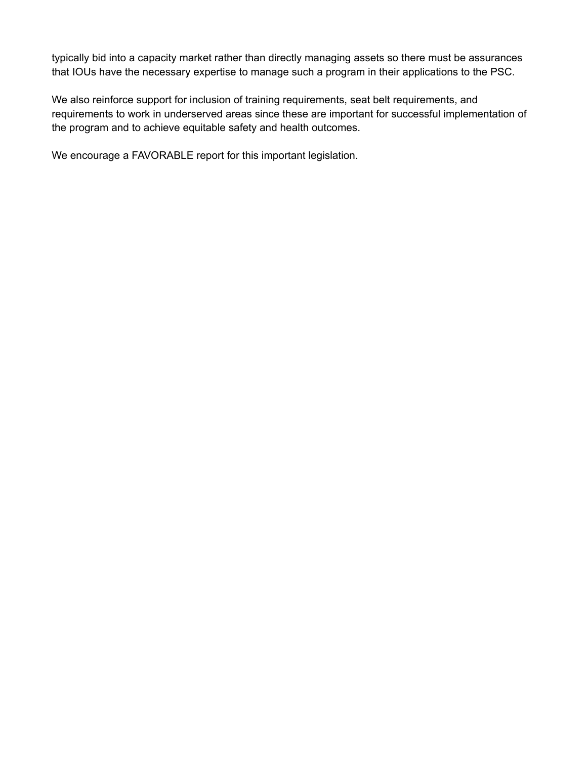typically bid into a capacity market rather than directly managing assets so there must be assurances that IOUs have the necessary expertise to manage such a program in their applications to the PSC.

We also reinforce support for inclusion of training requirements, seat belt requirements, and requirements to work in underserved areas since these are important for successful implementation of the program and to achieve equitable safety and health outcomes.

We encourage a FAVORABLE report for this important legislation.